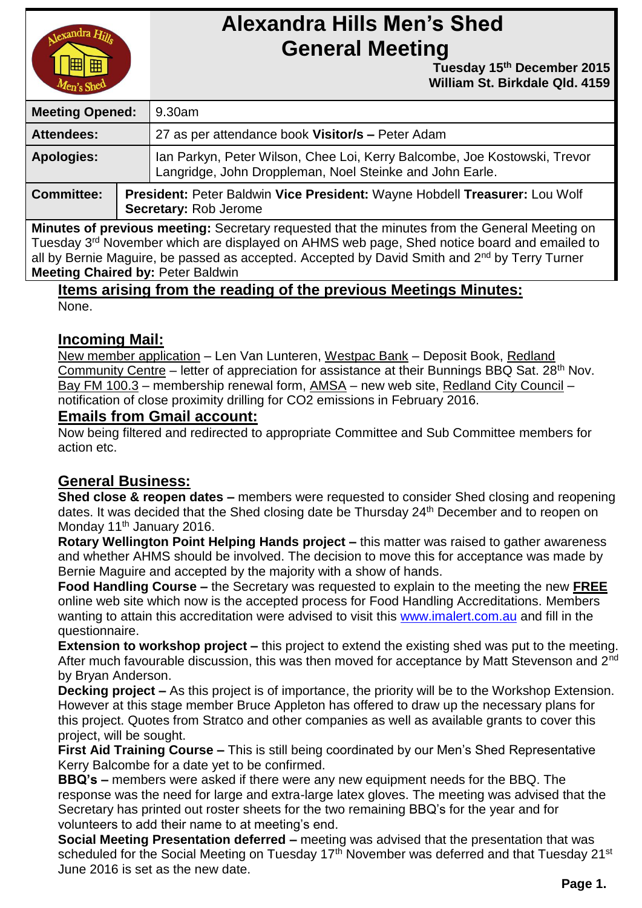# Alexandra Hills Men's Shed General Meeting

**Tuesday 15th December 2015**
**William St. Birkdale Qld. 4159**

| | |
|---|---|
| **Meeting Opened:** | 9.30am |
| **Attendees:** | 27 as per attendance book **Visitor/s –** Peter Adam |
| **Apologies:** | Ian Parkyn, Peter Wilson, Chee Loi, Kerry Balcombe, Joe Kostowski, Trevor Langridge, John Droppleman, Noel Steinke and John Earle. |
| **Committee:** | **President:** Peter Baldwin **Vice President:** Wayne Hobdell **Treasurer:** Lou Wolf **Secretary:** Rob Jerome |

**Minutes of previous meeting:** Secretary requested that the minutes from the General Meeting on Tuesday 3rd November which are displayed on AHMS web page, Shed notice board and emailed to all by Bernie Maguire, be passed as accepted. Accepted by David Smith and 2nd by Terry Turner
**Meeting Chaired by:** Peter Baldwin

## Items arising from the reading of the previous Meetings Minutes:

None.

## Incoming Mail:

New member application – Len Van Lunteren, Westpac Bank – Deposit Book, Redland Community Centre – letter of appreciation for assistance at their Bunnings BBQ Sat. 28th Nov. Bay FM 100.3 – membership renewal form, AMSA – new web site, Redland City Council – notification of close proximity drilling for $CO_2$ emissions in February 2016.

## Emails from Gmail account:

Now being filtered and redirected to appropriate Committee and Sub Committee members for action etc.

## General Business:

**Shed close & reopen dates –** members were requested to consider Shed closing and reopening dates. It was decided that the Shed closing date be Thursday 24th December and to reopen on Monday 11th January 2016.

**Rotary Wellington Point Helping Hands project –** this matter was raised to gather awareness and whether AHMS should be involved. The decision to move this for acceptance was made by Bernie Maguire and accepted by the majority with a show of hands.

**Food Handling Course –** the Secretary was requested to explain to the meeting the new **FREE** online web site which now is the accepted process for Food Handling Accreditations. Members wanting to attain this accreditation were advised to visit this www.imalert.com.au and fill in the questionnaire.

**Extension to workshop project –** this project to extend the existing shed was put to the meeting. After much favourable discussion, this was then moved for acceptance by Matt Stevenson and 2nd by Bryan Anderson.

**Decking project –** As this project is of importance, the priority will be to the Workshop Extension. However at this stage member Bruce Appleton has offered to draw up the necessary plans for this project. Quotes from Stratco and other companies as well as available grants to cover this project, will be sought.

**First Aid Training Course –** This is still being coordinated by our Men's Shed Representative Kerry Balcombe for a date yet to be confirmed.

**BBQ's –** members were asked if there were any new equipment needs for the BBQ. The response was the need for large and extra-large latex gloves. The meeting was advised that the Secretary has printed out roster sheets for the two remaining BBQ's for the year and for volunteers to add their name to at meeting's end.

**Social Meeting Presentation deferred –** meeting was advised that the presentation that was scheduled for the Social Meeting on Tuesday 17th November was deferred and that Tuesday 21st June 2016 is set as the new date.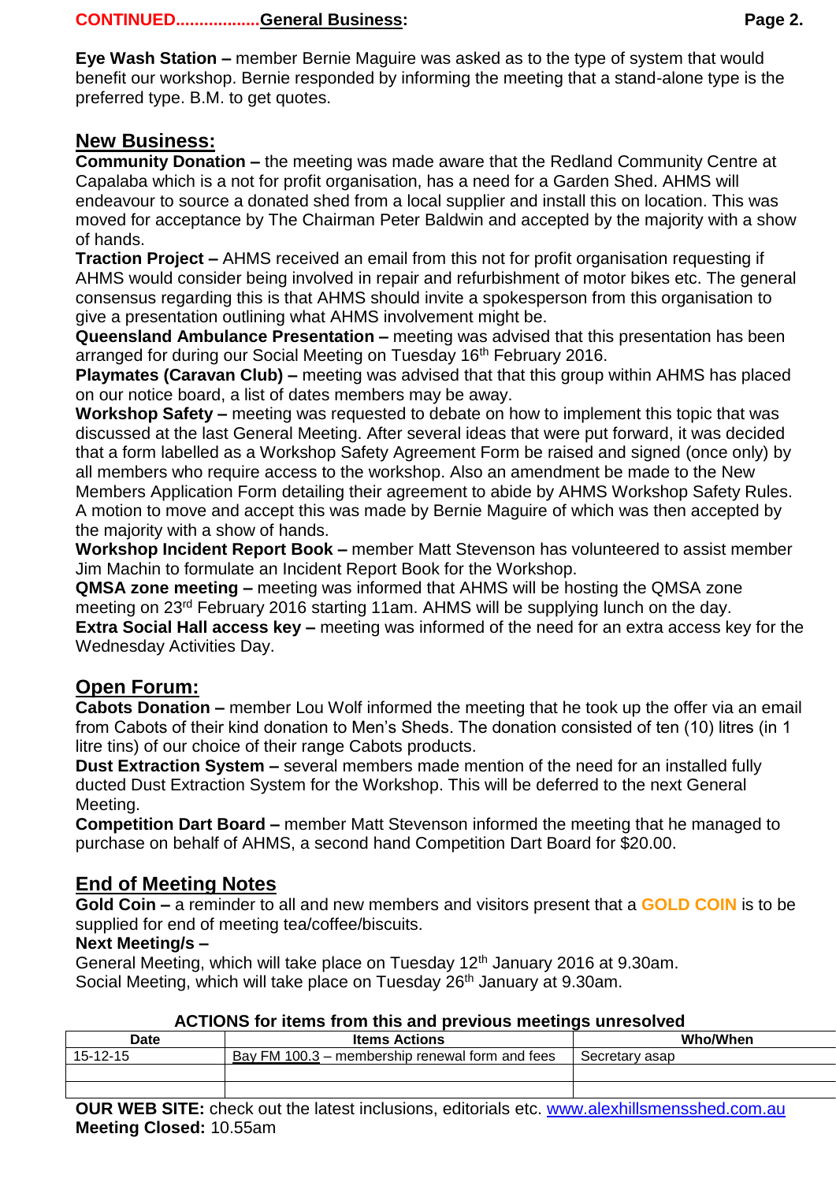**CONTINUED..................General Business:**

**Eye Wash Station –** member Bernie Maguire was asked as to the type of system that would benefit our workshop. Bernie responded by informing the meeting that a stand-alone type is the preferred type. B.M. to get quotes.

## New Business:

**Community Donation –** the meeting was made aware that the Redland Community Centre at Capalaba which is a not for profit organisation, has a need for a Garden Shed. AHMS will endeavour to source a donated shed from a local supplier and install this on location. This was moved for acceptance by The Chairman Peter Baldwin and accepted by the majority with a show of hands.

**Traction Project –** AHMS received an email from this not for profit organisation requesting if AHMS would consider being involved in repair and refurbishment of motor bikes etc. The general consensus regarding this is that AHMS should invite a spokesperson from this organisation to give a presentation outlining what AHMS involvement might be.

**Queensland Ambulance Presentation –** meeting was advised that this presentation has been arranged for during our Social Meeting on Tuesday 16th February 2016.

**Playmates (Caravan Club) –** meeting was advised that that this group within AHMS has placed on our notice board, a list of dates members may be away.

**Workshop Safety –** meeting was requested to debate on how to implement this topic that was discussed at the last General Meeting. After several ideas that were put forward, it was decided that a form labelled as a Workshop Safety Agreement Form be raised and signed (once only) by all members who require access to the workshop. Also an amendment be made to the New Members Application Form detailing their agreement to abide by AHMS Workshop Safety Rules. A motion to move and accept this was made by Bernie Maguire of which was then accepted by the majority with a show of hands.

**Workshop Incident Report Book –** member Matt Stevenson has volunteered to assist member Jim Machin to formulate an Incident Report Book for the Workshop.

**QMSA zone meeting –** meeting was informed that AHMS will be hosting the QMSA zone meeting on 23rd February 2016 starting 11am. AHMS will be supplying lunch on the day.

**Extra Social Hall access key –** meeting was informed of the need for an extra access key for the Wednesday Activities Day.

## Open Forum:

**Cabots Donation –** member Lou Wolf informed the meeting that he took up the offer via an email from Cabots of their kind donation to Men's Sheds. The donation consisted of ten (10) litres (in 1 litre tins) of our choice of their range Cabots products.

**Dust Extraction System –** several members made mention of the need for an installed fully ducted Dust Extraction System for the Workshop. This will be deferred to the next General Meeting.

**Competition Dart Board –** member Matt Stevenson informed the meeting that he managed to purchase on behalf of AHMS, a second hand Competition Dart Board for $20.00.

## End of Meeting Notes

**Gold Coin –** a reminder to all and new members and visitors present that a **GOLD COIN** is to be supplied for end of meeting tea/coffee/biscuits.

**Next Meeting/s –**

General Meeting, which will take place on Tuesday 12th January 2016 at 9.30am.
Social Meeting, which will take place on Tuesday 26th January at 9.30am.

**ACTIONS for items from this and previous meetings unresolved**

| Date | Items Actions | Who/When |
|---|---|---|
| 15-12-15 | Bay FM 100.3 – membership renewal form and fees | Secretary asap |
| | | |
| | | |

**OUR WEB SITE:** check out the latest inclusions, editorials etc. www.alexhillsmensshed.com.au
**Meeting Closed:** 10.55am